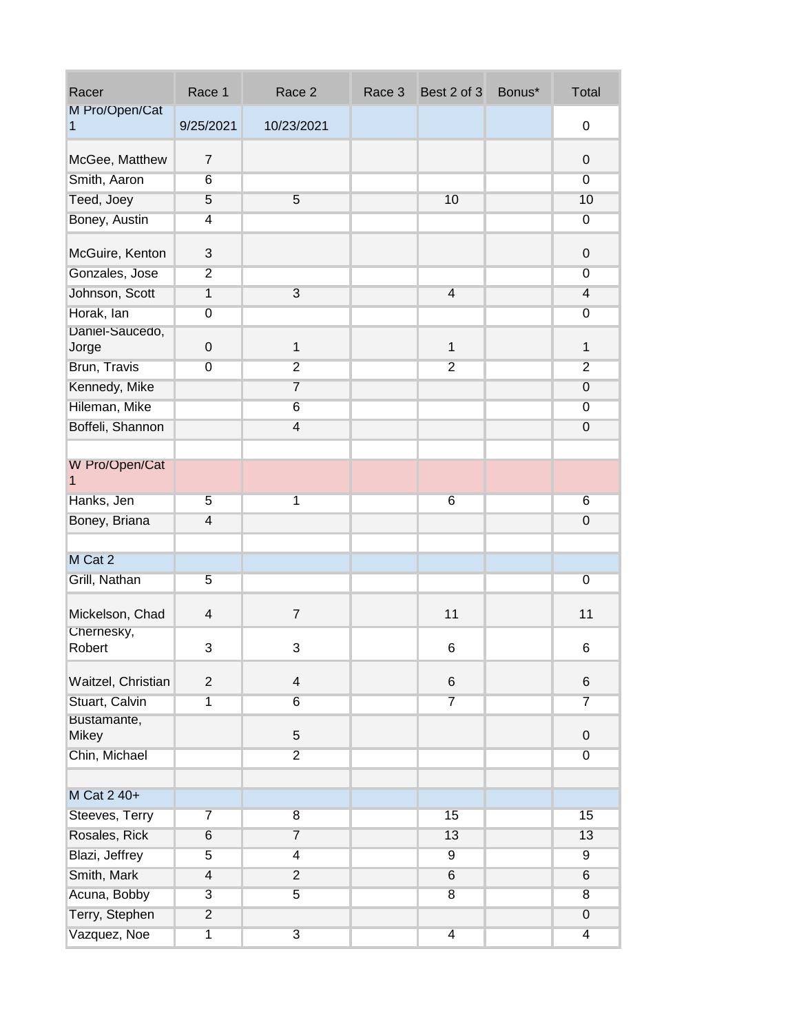| Racer | Race 1 | Race 2 | Race 3 | Best 2 of 3 | Bonus* | Total |
|---|---|---|---|---|---|---|
| M Pro/Open/Cat 1 | 9/25/2021 | 10/23/2021 | | | | 0 |
| McGee, Matthew | 7 | | | | | 0 |
| Smith, Aaron | 6 | | | | | 0 |
| Teed, Joey | 5 | 5 | | 10 | | 10 |
| Boney, Austin | 4 | | | | | 0 |
| McGuire, Kenton | 3 | | | | | 0 |
| Gonzales, Jose | 2 | | | | | 0 |
| Johnson, Scott | 1 | 3 | | 4 | | 4 |
| Horak, Ian | 0 | | | | | 0 |
| Daniel-Saucedo, Jorge | 0 | 1 | | 1 | | 1 |
| Brun, Travis | 0 | 2 | | 2 | | 2 |
| Kennedy, Mike | | 7 | | | | 0 |
| Hileman, Mike | | 6 | | | | 0 |
| Boffeli, Shannon | | 4 | | | | 0 |
| | | | | | | |
| W Pro/Open/Cat 1 | | | | | | |
| Hanks, Jen | 5 | 1 | | 6 | | 6 |
| Boney, Briana | 4 | | | | | 0 |
| | | | | | | |
| M Cat 2 | | | | | | |
| Grill, Nathan | 5 | | | | | 0 |
| Mickelson, Chad | 4 | 7 | | 11 | | 11 |
| Chernesky, Robert | 3 | 3 | | 6 | | 6 |
| Waitzel, Christian | 2 | 4 | | 6 | | 6 |
| Stuart, Calvin | 1 | 6 | | 7 | | 7 |
| Bustamante, Mikey | | 5 | | | | 0 |
| Chin, Michael | | 2 | | | | 0 |
| | | | | | | |
| M Cat 2 40+ | | | | | | |
| Steeves, Terry | 7 | 8 | | 15 | | 15 |
| Rosales, Rick | 6 | 7 | | 13 | | 13 |
| Blazi, Jeffrey | 5 | 4 | | 9 | | 9 |
| Smith, Mark | 4 | 2 | | 6 | | 6 |
| Acuna, Bobby | 3 | 5 | | 8 | | 8 |
| Terry, Stephen | 2 | | | | | 0 |
| Vazquez, Noe | 1 | 3 | | 4 | | 4 |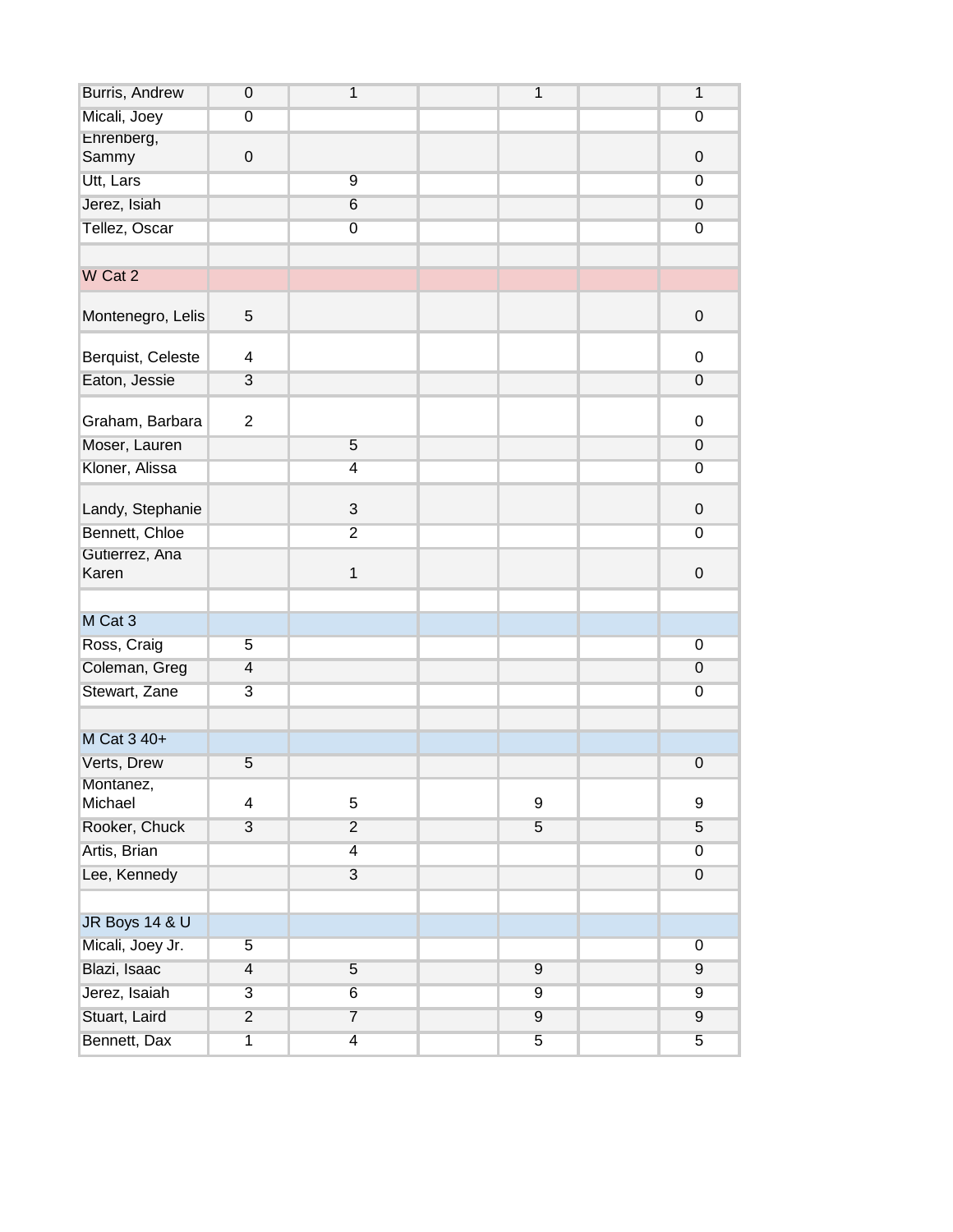| | | | | | | |
|---|---|---|---|---|---|---|
| Burris, Andrew | 0 | 1 | | 1 | | 1 |
| Micali, Joey | 0 | | | | | 0 |
| Ehrenberg, Sammy | 0 | | | | | 0 |
| Utt, Lars | | 9 | | | | 0 |
| Jerez, Isiah | | 6 | | | | 0 |
| Tellez, Oscar | | 0 | | | | 0 |
| | | | | | | |
| W Cat 2 | | | | | | |
| Montenegro, Lelis | 5 | | | | | 0 |
| Berquist, Celeste | 4 | | | | | 0 |
| Eaton, Jessie | 3 | | | | | 0 |
| Graham, Barbara | 2 | | | | | 0 |
| Moser, Lauren | | 5 | | | | 0 |
| Kloner, Alissa | | 4 | | | | 0 |
| Landy, Stephanie | | 3 | | | | 0 |
| Bennett, Chloe | | 2 | | | | 0 |
| Gutierrez, Ana Karen | | 1 | | | | 0 |
| | | | | | | |
| M Cat 3 | | | | | | |
| Ross, Craig | 5 | | | | | 0 |
| Coleman, Greg | 4 | | | | | 0 |
| Stewart, Zane | 3 | | | | | 0 |
| | | | | | | |
| M Cat 3 40+ | | | | | | |
| Verts, Drew | 5 | | | | | 0 |
| Montanez, Michael | 4 | 5 | | 9 | | 9 |
| Rooker, Chuck | 3 | 2 | | 5 | | 5 |
| Artis, Brian | | 4 | | | | 0 |
| Lee, Kennedy | | 3 | | | | 0 |
| | | | | | | |
| JR Boys 14 & U | | | | | | |
| Micali, Joey Jr. | 5 | | | | | 0 |
| Blazi, Isaac | 4 | 5 | | 9 | | 9 |
| Jerez, Isaiah | 3 | 6 | | 9 | | 9 |
| Stuart, Laird | 2 | 7 | | 9 | | 9 |
| Bennett, Dax | 1 | 4 | | 5 | | 5 |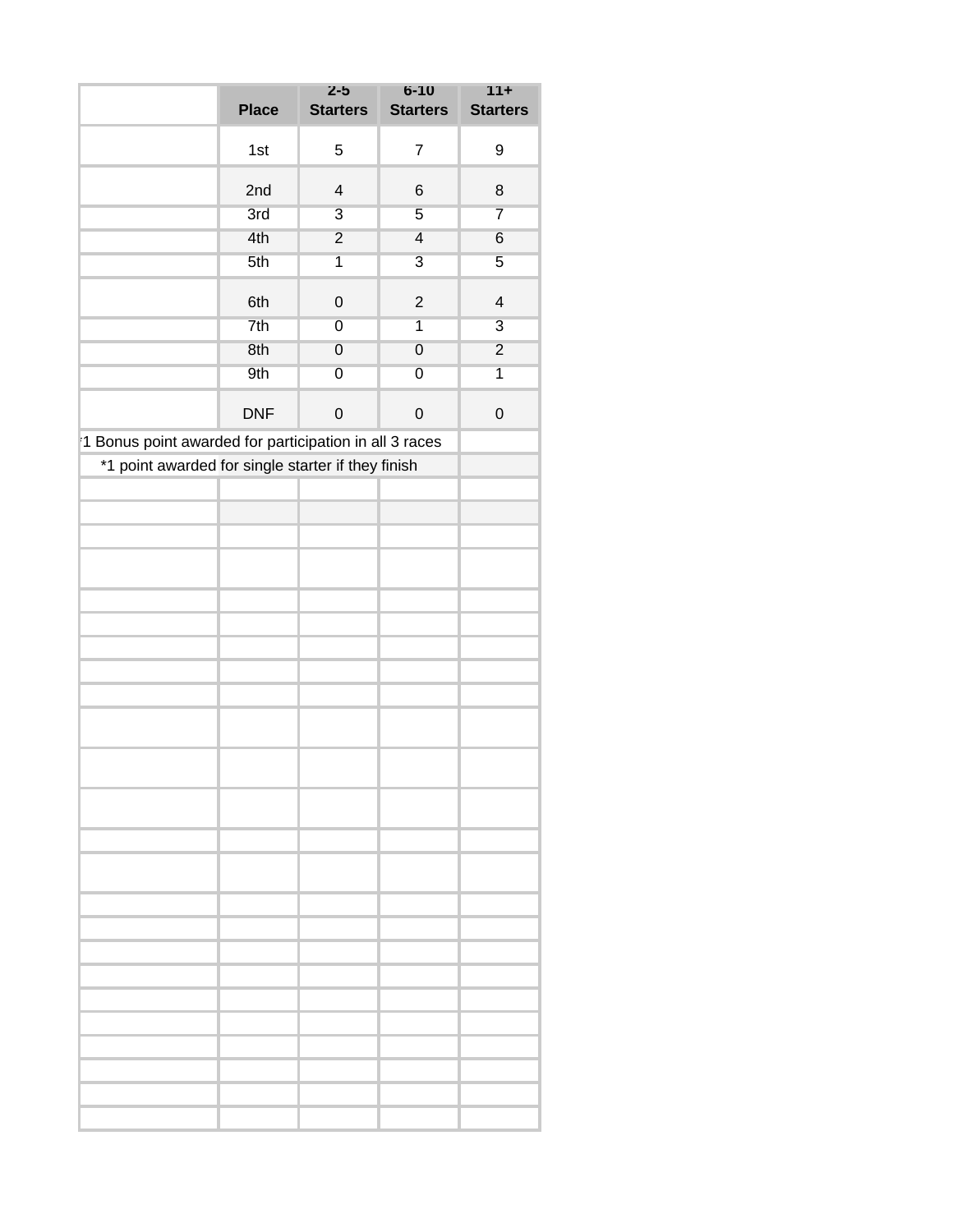| | Place | 2-5 Starters | 6-10 Starters | 11+ Starters |
|---|---|---|---|---|
| | 1st | 5 | 7 | 9 |
| | 2nd | 4 | 6 | 8 |
| | 3rd | 3 | 5 | 7 |
| | 4th | 2 | 4 | 6 |
| | 5th | 1 | 3 | 5 |
| | 6th | 0 | 2 | 4 |
| | 7th | 0 | 1 | 3 |
| | 8th | 0 | 0 | 2 |
| | 9th | 0 | 0 | 1 |
| | DNF | 0 | 0 | 0 |

*1 Bonus point awarded for participation in all 3 races

*1 point awarded for single starter if they finish